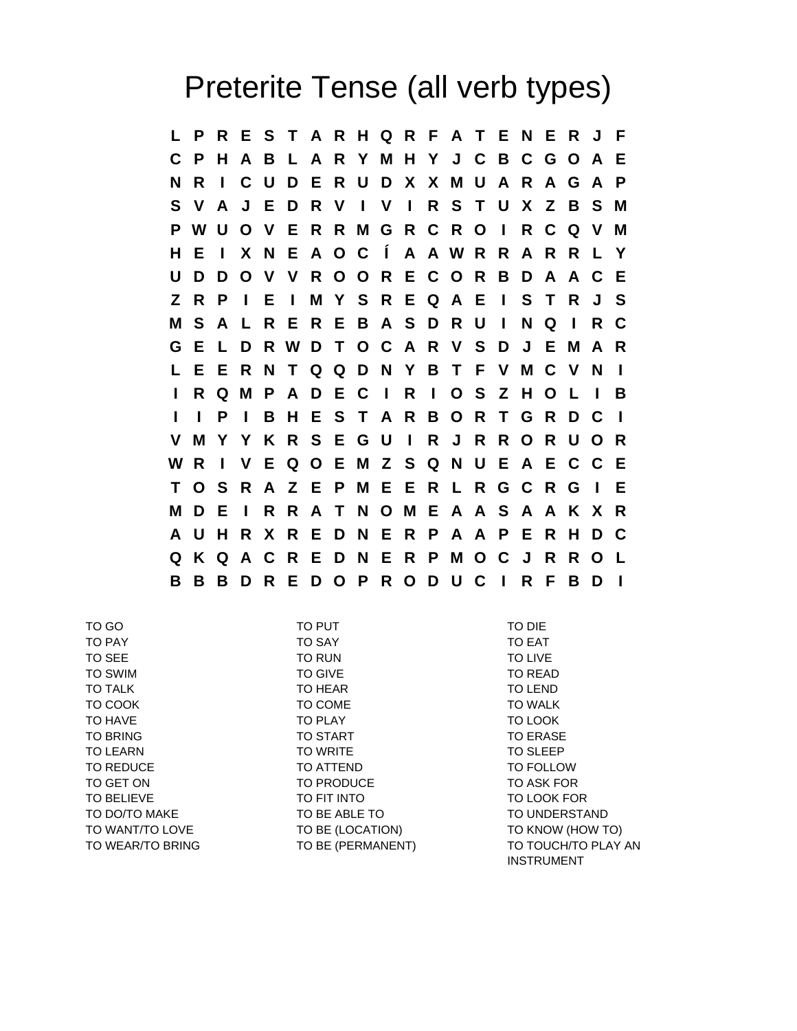# Preterite Tense (all verb types)

```
L P R E S T A R H Q R F A T E N E R J F
C P H A B L A R Y M H Y J C B C G O A E
N R I C U D E R U D X X M U A R A G A P
S V A J E D R V I V I R S T U X Z B S M
P W U O V E R R M G R C R O I R C Q V M
H E I X N E A O C Í A A W R R A R R L Y
U D D O V V R O O R E C O R B D A A C E
Z R P I E I M Y S R E Q A E I S T R J S
M S A L R E R E B A S D R U I N Q I R C
G E L D R W D T O C A R V S D J E M A R
L E E R N T Q Q D N Y B T F V M C V N I
I R Q M P A D E C I R I O S Z H O L I B
I I P I B H E S T A R B O R T G R D C I
V M Y Y K R S E G U I R J R R O R U O R
W R I V E Q O E M Z S Q N U E A E C C E
T O S R A Z E P M E E R L R G C R G I E
M D E I R R A T N O M E A A S A A K X R
A U H R X R E D N E R P A A P E R H D C
Q K Q A C R E D N E R P M O C J R R O L
B B B D R E D O P R O D U C I R F B D I
```

TO GO
TO PAY
TO SEE
TO SWIM
TO TALK
TO COOK
TO HAVE
TO BRING
TO LEARN
TO REDUCE
TO GET ON
TO BELIEVE
TO DO/TO MAKE
TO WANT/TO LOVE
TO WEAR/TO BRING

TO PUT
TO SAY
TO RUN
TO GIVE
TO HEAR
TO COME
TO PLAY
TO START
TO WRITE
TO ATTEND
TO PRODUCE
TO FIT INTO
TO BE ABLE TO
TO BE (LOCATION)
TO BE (PERMANENT)

TO DIE
TO EAT
TO LIVE
TO READ
TO LEND
TO WALK
TO LOOK
TO ERASE
TO SLEEP
TO FOLLOW
TO ASK FOR
TO LOOK FOR
TO UNDERSTAND
TO KNOW (HOW TO)
TO TOUCH/TO PLAY AN INSTRUMENT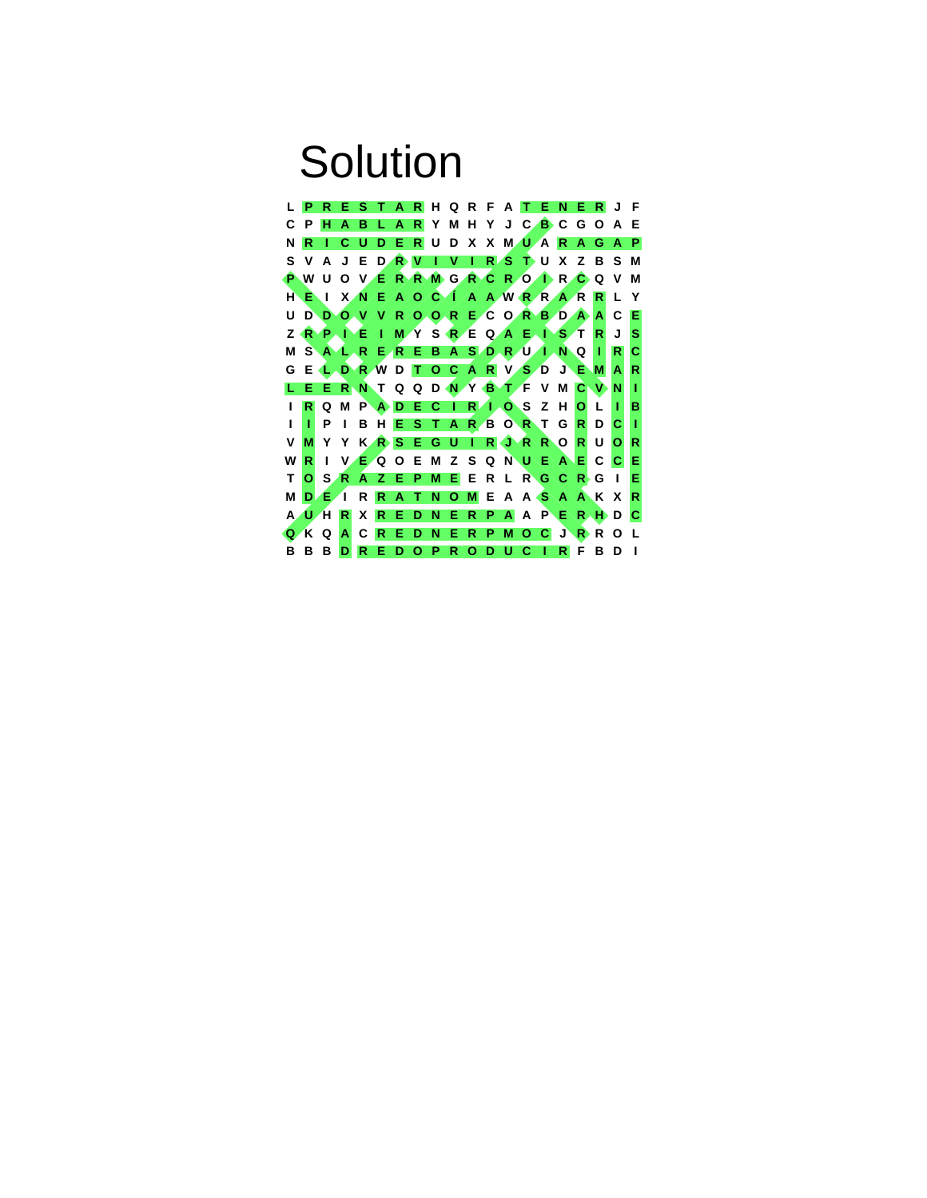# Solution

| | | | | | | | | | | | | | | | | | | | |
|---|---|---|---|---|---|---|---|---|---|---|---|---|---|---|---|---|---|---|---|
| L | P | R | E | S | T | A | R | H | Q | R | F | A | T | E | N | E | R | J | F |
| C | P | H | A | B | L | A | R | Y | M | H | Y | J | C | B | C | G | O | A | E |
| N | R | I | C | U | D | E | R | U | D | X | X | M | U | A | R | A | G | A | P |
| S | V | A | J | E | D | R | V | I | V | I | R | S | T | U | X | Z | B | S | M |
| P | W | U | O | V | E | R | R | M | G | R | C | R | O | I | R | C | Q | V | M |
| H | E | I | X | N | E | A | O | C | Í | A | A | W | R | R | A | R | R | L | Y |
| U | D | D | O | V | V | R | O | O | R | E | C | O | R | B | D | A | A | C | E |
| Z | R | P | I | E | I | M | Y | S | R | E | Q | A | E | I | S | T | R | J | S |
| M | S | A | L | R | E | R | E | B | A | S | D | R | U | I | N | Q | I | R | C |
| G | E | L | D | R | W | D | T | O | C | A | R | V | S | D | J | E | M | A | R |
| L | E | E | R | N | T | Q | Q | D | N | Y | B | T | F | V | M | C | V | N | I |
| I | R | Q | M | P | A | D | E | C | I | R | I | O | S | Z | H | O | L | I | B |
| I | I | P | I | B | H | E | S | T | A | R | B | O | R | T | G | R | D | C | I |
| V | M | Y | Y | K | R | S | E | G | U | I | R | J | R | R | O | R | U | O | R |
| W | R | I | V | E | Q | O | E | M | Z | S | Q | N | U | E | A | E | C | C | E |
| T | O | S | R | A | Z | E | P | M | E | E | R | L | R | G | C | R | G | I | E |
| M | D | E | I | R | R | A | T | N | O | M | E | A | A | S | A | A | K | X | R |
| A | U | H | R | X | R | E | D | N | E | R | P | A | A | P | E | R | H | D | C |
| Q | K | Q | A | C | R | E | D | N | E | R | P | M | O | C | J | R | R | O | L |
| B | B | B | D | R | E | D | O | P | R | O | D | U | C | I | R | F | B | D | I |